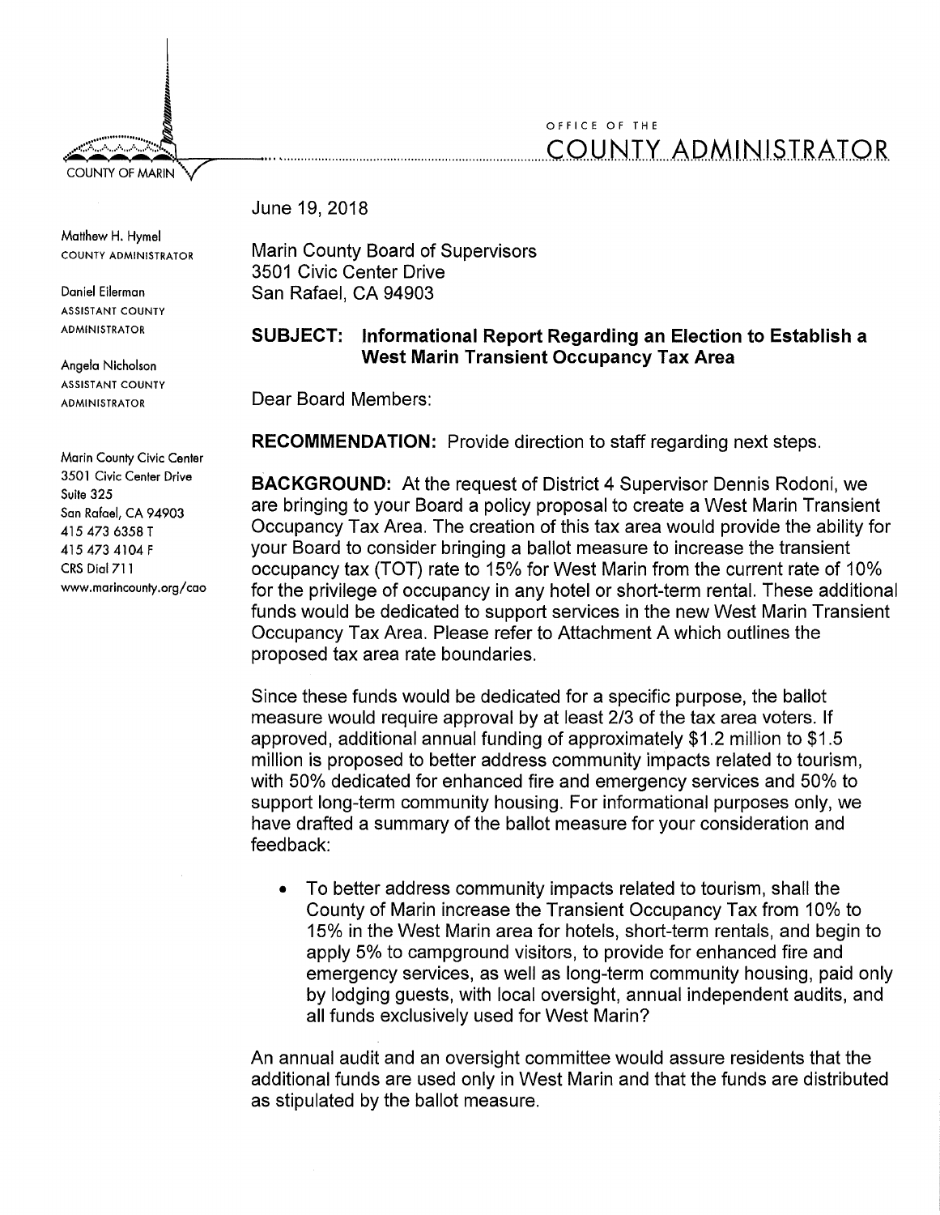COUNTY OF MARIN

OFFICE OF THE
COUNTY ADMINISTRATOR

Matthew H. Hymel
COUNTY ADMINISTRATOR

Daniel Eilerman
ASSISTANT COUNTY ADMINISTRATOR

Angela Nicholson
ASSISTANT COUNTY ADMINISTRATOR

Marin County Civic Center
3501 Civic Center Drive
Suite 325
San Rafael, CA 94903
415 473 6358 T
415 473 4104 F
CRS Dial 711
www.marincounty.org/cao

June 19, 2018

Marin County Board of Supervisors
3501 Civic Center Drive
San Rafael, CA 94903

**SUBJECT: Informational Report Regarding an Election to Establish a West Marin Transient Occupancy Tax Area**

Dear Board Members:

**RECOMMENDATION:** Provide direction to staff regarding next steps.

**BACKGROUND:** At the request of District 4 Supervisor Dennis Rodoni, we are bringing to your Board a policy proposal to create a West Marin Transient Occupancy Tax Area. The creation of this tax area would provide the ability for your Board to consider bringing a ballot measure to increase the transient occupancy tax (TOT) rate to 15% for West Marin from the current rate of 10% for the privilege of occupancy in any hotel or short-term rental. These additional funds would be dedicated to support services in the new West Marin Transient Occupancy Tax Area. Please refer to Attachment A which outlines the proposed tax area rate boundaries.

Since these funds would be dedicated for a specific purpose, the ballot measure would require approval by at least 2/3 of the tax area voters. If approved, additional annual funding of approximately $1.2 million to $1.5 million is proposed to better address community impacts related to tourism, with 50% dedicated for enhanced fire and emergency services and 50% to support long-term community housing. For informational purposes only, we have drafted a summary of the ballot measure for your consideration and feedback:

- To better address community impacts related to tourism, shall the County of Marin increase the Transient Occupancy Tax from 10% to 15% in the West Marin area for hotels, short-term rentals, and begin to apply 5% to campground visitors, to provide for enhanced fire and emergency services, as well as long-term community housing, paid only by lodging guests, with local oversight, annual independent audits, and all funds exclusively used for West Marin?

An annual audit and an oversight committee would assure residents that the additional funds are used only in West Marin and that the funds are distributed as stipulated by the ballot measure.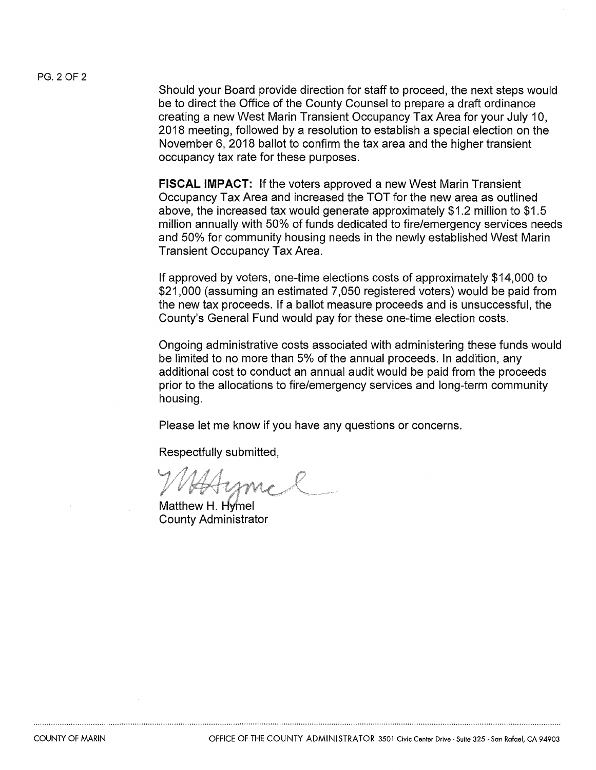Should your Board provide direction for staff to proceed, the next steps would be to direct the Office of the County Counsel to prepare a draft ordinance creating a new West Marin Transient Occupancy Tax Area for your July 10, 2018 meeting, followed by a resolution to establish a special election on the November 6, 2018 ballot to confirm the tax area and the higher transient occupancy tax rate for these purposes.

**FISCAL IMPACT:** If the voters approved a new West Marin Transient Occupancy Tax Area and increased the TOT for the new area as outlined above, the increased tax would generate approximately $1.2 million to $1.5 million annually with 50% of funds dedicated to fire/emergency services needs and 50% for community housing needs in the newly established West Marin Transient Occupancy Tax Area.

If approved by voters, one-time elections costs of approximately $14,000 to $21,000 (assuming an estimated 7,050 registered voters) would be paid from the new tax proceeds. If a ballot measure proceeds and is unsuccessful, the County's General Fund would pay for these one-time election costs.

Ongoing administrative costs associated with administering these funds would be limited to no more than 5% of the annual proceeds. In addition, any additional cost to conduct an annual audit would be paid from the proceeds prior to the allocations to fire/emergency services and long-term community housing.

Please let me know if you have any questions or concerns.

Respectfully submitted,

Matthew H. Hymel
County Administrator

COUNTY OF MARIN

OFFICE OF THE COUNTY ADMINISTRATOR 3501 Civic Center Drive · Suite 325 · San Rafael, CA 94903